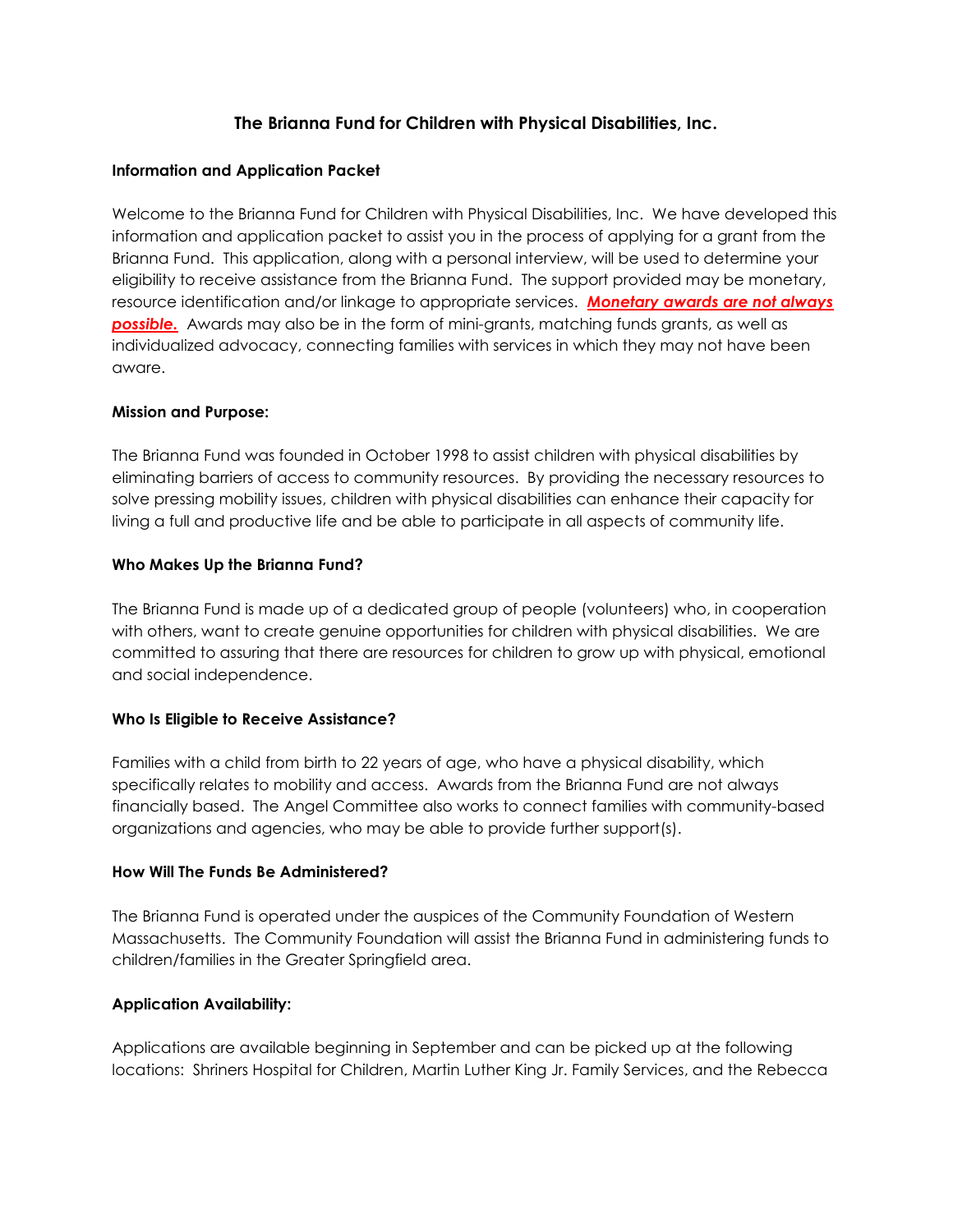# The Brianna Fund for Children with Physical Disabilities, Inc.

**Information and Application Packet**

Welcome to the Brianna Fund for Children with Physical Disabilities, Inc. We have developed this information and application packet to assist you in the process of applying for a grant from the Brianna Fund. This application, along with a personal interview, will be used to determine your eligibility to receive assistance from the Brianna Fund. The support provided may be monetary, resource identification and/or linkage to appropriate services. ***Monetary awards are not always possible.*** Awards may also be in the form of mini-grants, matching funds grants, as well as individualized advocacy, connecting families with services in which they may not have been aware.

**Mission and Purpose:**

The Brianna Fund was founded in October 1998 to assist children with physical disabilities by eliminating barriers of access to community resources. By providing the necessary resources to solve pressing mobility issues, children with physical disabilities can enhance their capacity for living a full and productive life and be able to participate in all aspects of community life.

**Who Makes Up the Brianna Fund?**

The Brianna Fund is made up of a dedicated group of people (volunteers) who, in cooperation with others, want to create genuine opportunities for children with physical disabilities. We are committed to assuring that there are resources for children to grow up with physical, emotional and social independence.

**Who Is Eligible to Receive Assistance?**

Families with a child from birth to 22 years of age, who have a physical disability, which specifically relates to mobility and access. Awards from the Brianna Fund are not always financially based. The Angel Committee also works to connect families with community-based organizations and agencies, who may be able to provide further support(s).

**How Will The Funds Be Administered?**

The Brianna Fund is operated under the auspices of the Community Foundation of Western Massachusetts. The Community Foundation will assist the Brianna Fund in administering funds to children/families in the Greater Springfield area.

**Application Availability:**

Applications are available beginning in September and can be picked up at the following locations: Shriners Hospital for Children, Martin Luther King Jr. Family Services, and the Rebecca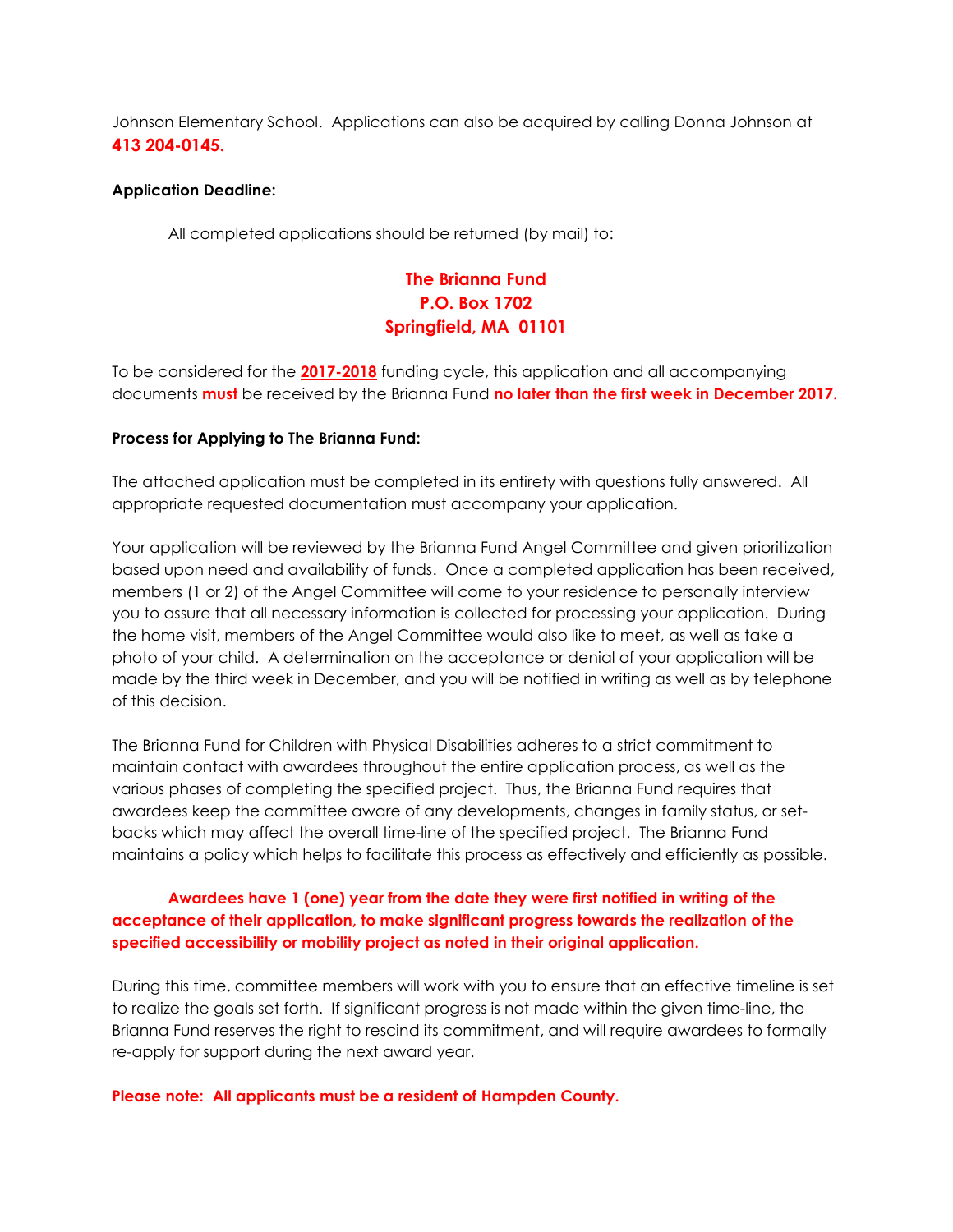Johnson Elementary School. Applications can also be acquired by calling Donna Johnson at **413 204-0145.**

**Application Deadline:**

All completed applications should be returned (by mail) to:

**The Brianna Fund**
**P.O. Box 1702**
**Springfield, MA 01101**

To be considered for the **2017-2018** funding cycle, this application and all accompanying documents **must** be received by the Brianna Fund **no later than the first week in December 2017.**

**Process for Applying to The Brianna Fund:**

The attached application must be completed in its entirety with questions fully answered. All appropriate requested documentation must accompany your application.

Your application will be reviewed by the Brianna Fund Angel Committee and given prioritization based upon need and availability of funds. Once a completed application has been received, members (1 or 2) of the Angel Committee will come to your residence to personally interview you to assure that all necessary information is collected for processing your application. During the home visit, members of the Angel Committee would also like to meet, as well as take a photo of your child. A determination on the acceptance or denial of your application will be made by the third week in December, and you will be notified in writing as well as by telephone of this decision.

The Brianna Fund for Children with Physical Disabilities adheres to a strict commitment to maintain contact with awardees throughout the entire application process, as well as the various phases of completing the specified project. Thus, the Brianna Fund requires that awardees keep the committee aware of any developments, changes in family status, or set-backs which may affect the overall time-line of the specified project. The Brianna Fund maintains a policy which helps to facilitate this process as effectively and efficiently as possible.

**Awardees have 1 (one) year from the date they were first notified in writing of the acceptance of their application, to make significant progress towards the realization of the specified accessibility or mobility project as noted in their original application.**

During this time, committee members will work with you to ensure that an effective timeline is set to realize the goals set forth. If significant progress is not made within the given time-line, the Brianna Fund reserves the right to rescind its commitment, and will require awardees to formally re-apply for support during the next award year.

**Please note: All applicants must be a resident of Hampden County.**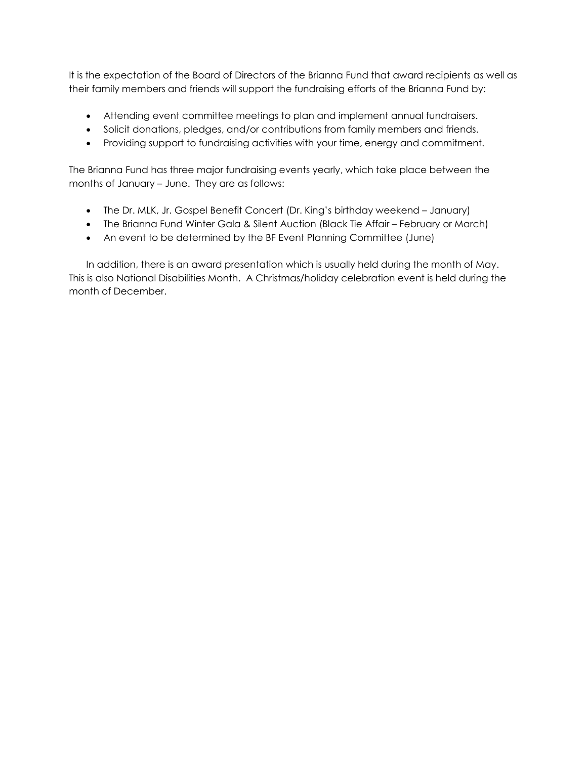It is the expectation of the Board of Directors of the Brianna Fund that award recipients as well as their family members and friends will support the fundraising efforts of the Brianna Fund by:

- Attending event committee meetings to plan and implement annual fundraisers.
- Solicit donations, pledges, and/or contributions from family members and friends.
- Providing support to fundraising activities with your time, energy and commitment.

The Brianna Fund has three major fundraising events yearly, which take place between the months of January – June. They are as follows:

- The Dr. MLK, Jr. Gospel Benefit Concert (Dr. King's birthday weekend – January)
- The Brianna Fund Winter Gala & Silent Auction (Black Tie Affair – February or March)
- An event to be determined by the BF Event Planning Committee (June)

In addition, there is an award presentation which is usually held during the month of May. This is also National Disabilities Month. A Christmas/holiday celebration event is held during the month of December.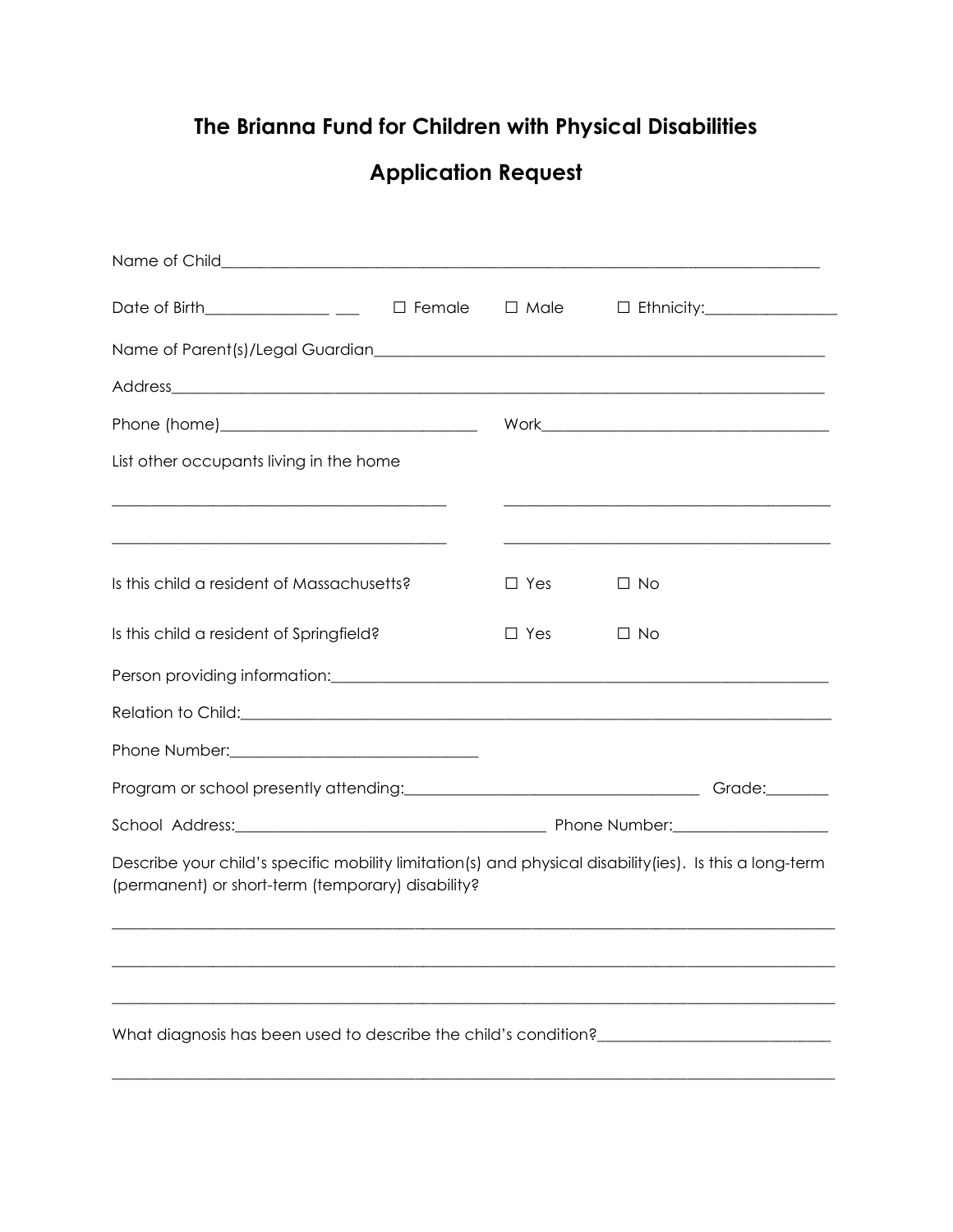## The Brianna Fund for Children with Physical Disabilities

## Application Request

Name of Child_______________________________________________________________________________

Date of Birth________________ ___ ☐ Female ☐ Male ☐ Ethnicity:_________________

Name of Parent(s)/Legal Guardian_____________________________________________________________

Address____________________________________________________________________________________

Phone (home)__________________________________ Work______________________________________

List other occupants living in the home

___________________________________________ ___________________________________________

___________________________________________ ___________________________________________

Is this child a resident of Massachusetts? ☐ Yes ☐ No

Is this child a resident of Springfield? ☐ Yes ☐ No

Person providing information:_______________________________________________________________

Relation to Child:__________________________________________________________________________

Phone Number:________________________________

Program or school presently attending:______________________________________ Grade:________

School Address:_________________________________________ Phone Number:___________________

Describe your child's specific mobility limitation(s) and physical disability(ies). Is this a long-term (permanent) or short-term (temporary) disability?

_____________________________________________________________________________________________

_____________________________________________________________________________________________

_____________________________________________________________________________________________

What diagnosis has been used to describe the child's condition?_____________________________

_____________________________________________________________________________________________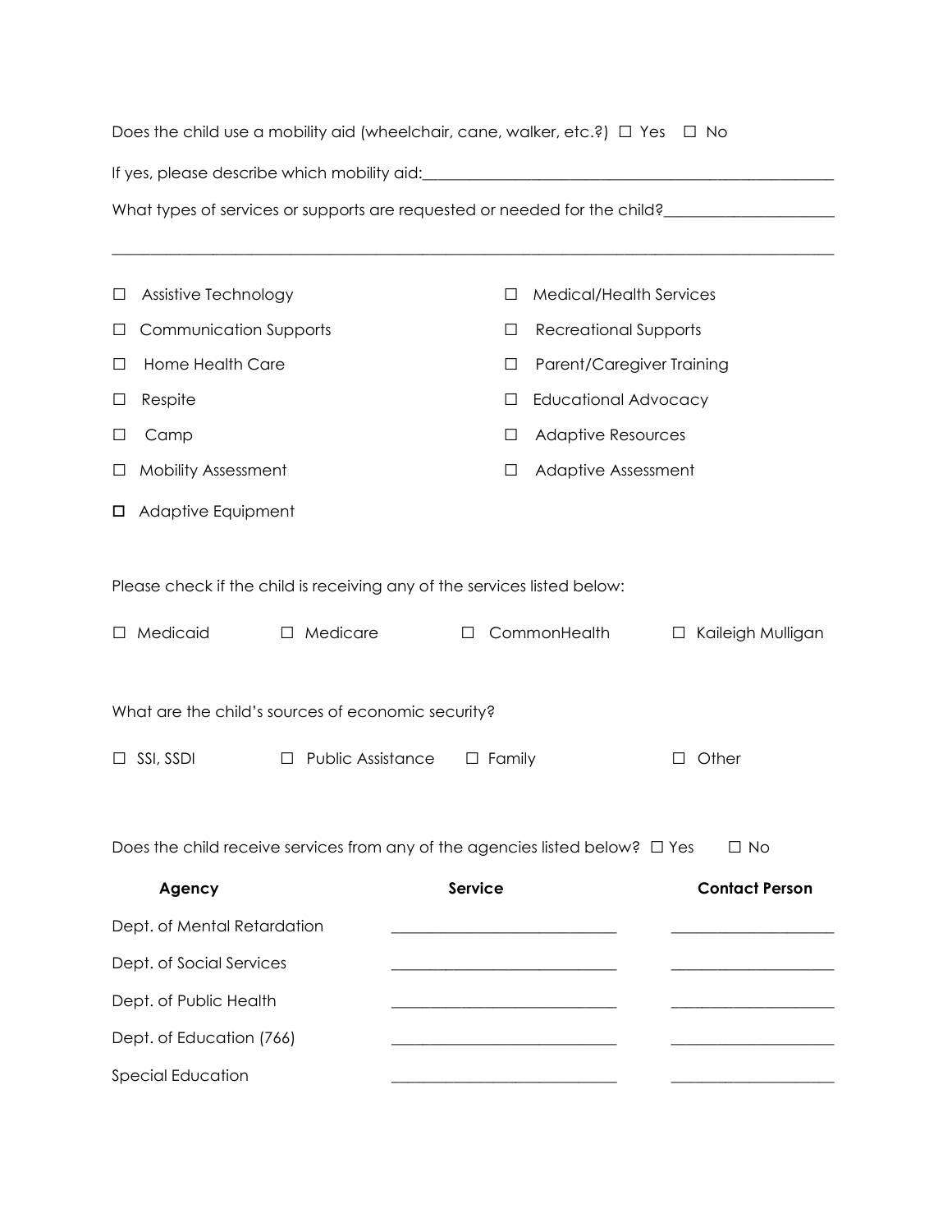Does the child use a mobility aid (wheelchair, cane, walker, etc.?) ☐ Yes ☐ No

If yes, please describe which mobility aid:_____________________________________________________

What types of services or supports are requested or needed for the child?____________________

_______________________________________________________________________________________

| | |
|---|---|
| ☐ Assistive Technology | ☐ Medical/Health Services |
| ☐ Communication Supports | ☐ Recreational Supports |
| ☐ Home Health Care | ☐ Parent/Caregiver Training |
| ☐ Respite | ☐ Educational Advocacy |
| ☐ Camp | ☐ Adaptive Resources |
| ☐ Mobility Assessment | ☐ Adaptive Assessment |
| ☐ Adaptive Equipment | |

Please check if the child is receiving any of the services listed below:

☐ Medicaid ☐ Medicare ☐ CommonHealth ☐ Kaileigh Mulligan

What are the child's sources of economic security?

☐ SSI, SSDI ☐ Public Assistance ☐ Family ☐ Other

Does the child receive services from any of the agencies listed below? ☐ Yes ☐ No

| Agency | Service | Contact Person |
|---|---|---|
| Dept. of Mental Retardation | ____________________ | ____________________ |
| Dept. of Social Services | ____________________ | ____________________ |
| Dept. of Public Health | ____________________ | ____________________ |
| Dept. of Education (766) | ____________________ | ____________________ |
| Special Education | ____________________ | ____________________ |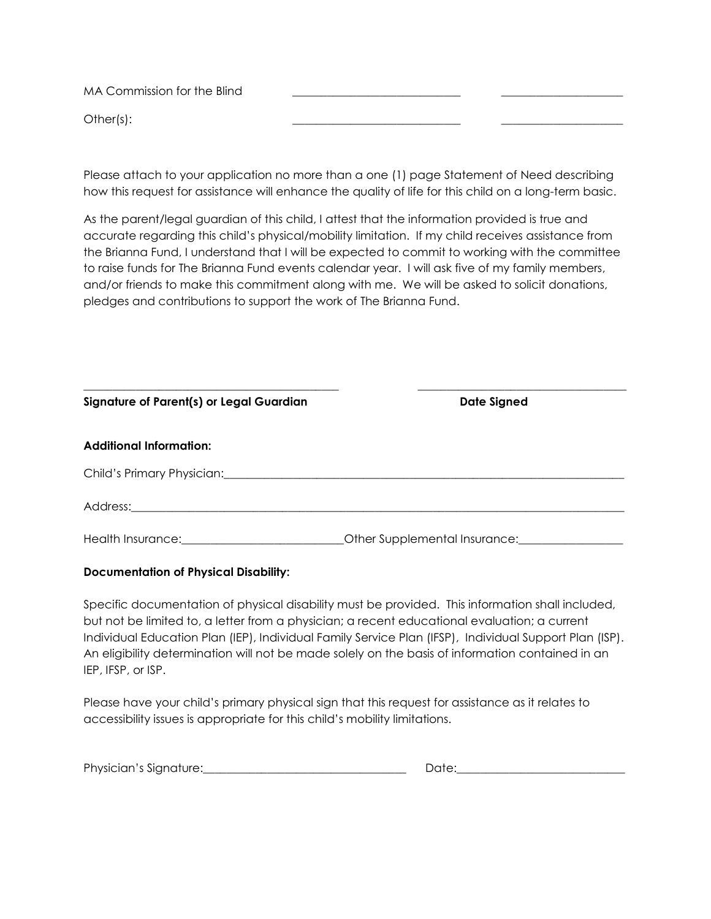MA Commission for the Blind ____________________________ ____________________

Other(s): ____________________________ ____________________

Please attach to your application no more than a one (1) page Statement of Need describing how this request for assistance will enhance the quality of life for this child on a long-term basic.

As the parent/legal guardian of this child, I attest that the information provided is true and accurate regarding this child's physical/mobility limitation. If my child receives assistance from the Brianna Fund, I understand that I will be expected to commit to working with the committee to raise funds for The Brianna Fund events calendar year. I will ask five of my family members, and/or friends to make this commitment along with me. We will be asked to solicit donations, pledges and contributions to support the work of The Brianna Fund.

____________________________________________ ____________________________________

**Signature of Parent(s) or Legal Guardian** **Date Signed**

**Additional Information:**

Child's Primary Physician:________________________________________________________________________

Address:_______________________________________________________________________________________

Health Insurance:___________________________Other Supplemental Insurance:_________________

**Documentation of Physical Disability:**

Specific documentation of physical disability must be provided. This information shall included, but not be limited to, a letter from a physician; a recent educational evaluation; a current Individual Education Plan (IEP), Individual Family Service Plan (IFSP), Individual Support Plan (ISP). An eligibility determination will not be made solely on the basis of information contained in an IEP, IFSP, or ISP.

Please have your child's primary physical sign that this request for assistance as it relates to accessibility issues is appropriate for this child's mobility limitations.

Physician's Signature:___________________________________ Date:_____________________________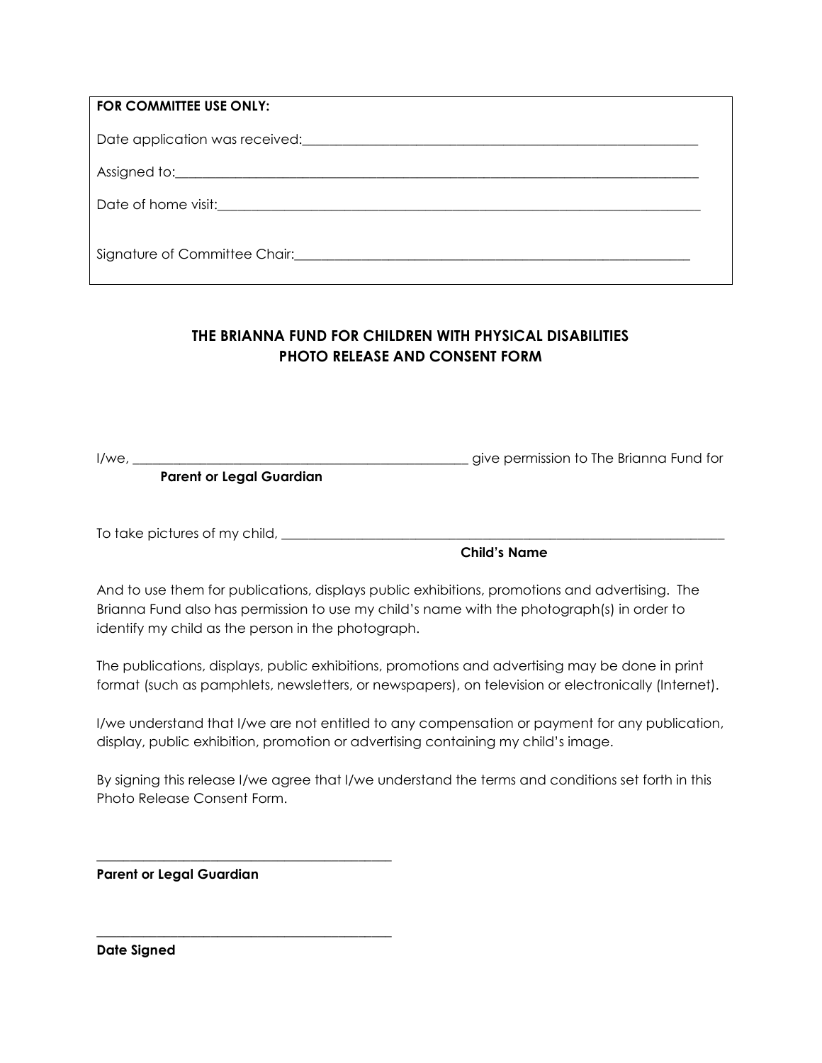**FOR COMMITTEE USE ONLY:**

Date application was received:______________________________________________________________

Assigned to:___________________________________________________________________________

Date of home visit:_______________________________________________________________________

Signature of Committee Chair:______________________________________________________________

## THE BRIANNA FUND FOR CHILDREN WITH PHYSICAL DISABILITIES
## PHOTO RELEASE AND CONSENT FORM

I/we, ____________________________________________________ give permission to The Brianna Fund for
**Parent or Legal Guardian**

To take pictures of my child, ______________________________________________________________________
**Child's Name**

And to use them for publications, displays public exhibitions, promotions and advertising. The Brianna Fund also has permission to use my child's name with the photograph(s) in order to identify my child as the person in the photograph.

The publications, displays, public exhibitions, promotions and advertising may be done in print format (such as pamphlets, newsletters, or newspapers), on television or electronically (Internet).

I/we understand that I/we are not entitled to any compensation or payment for any publication, display, public exhibition, promotion or advertising containing my child's image.

By signing this release I/we agree that I/we understand the terms and conditions set forth in this Photo Release Consent Form.

_____________________________________________
**Parent or Legal Guardian**

_____________________________________________
**Date Signed**